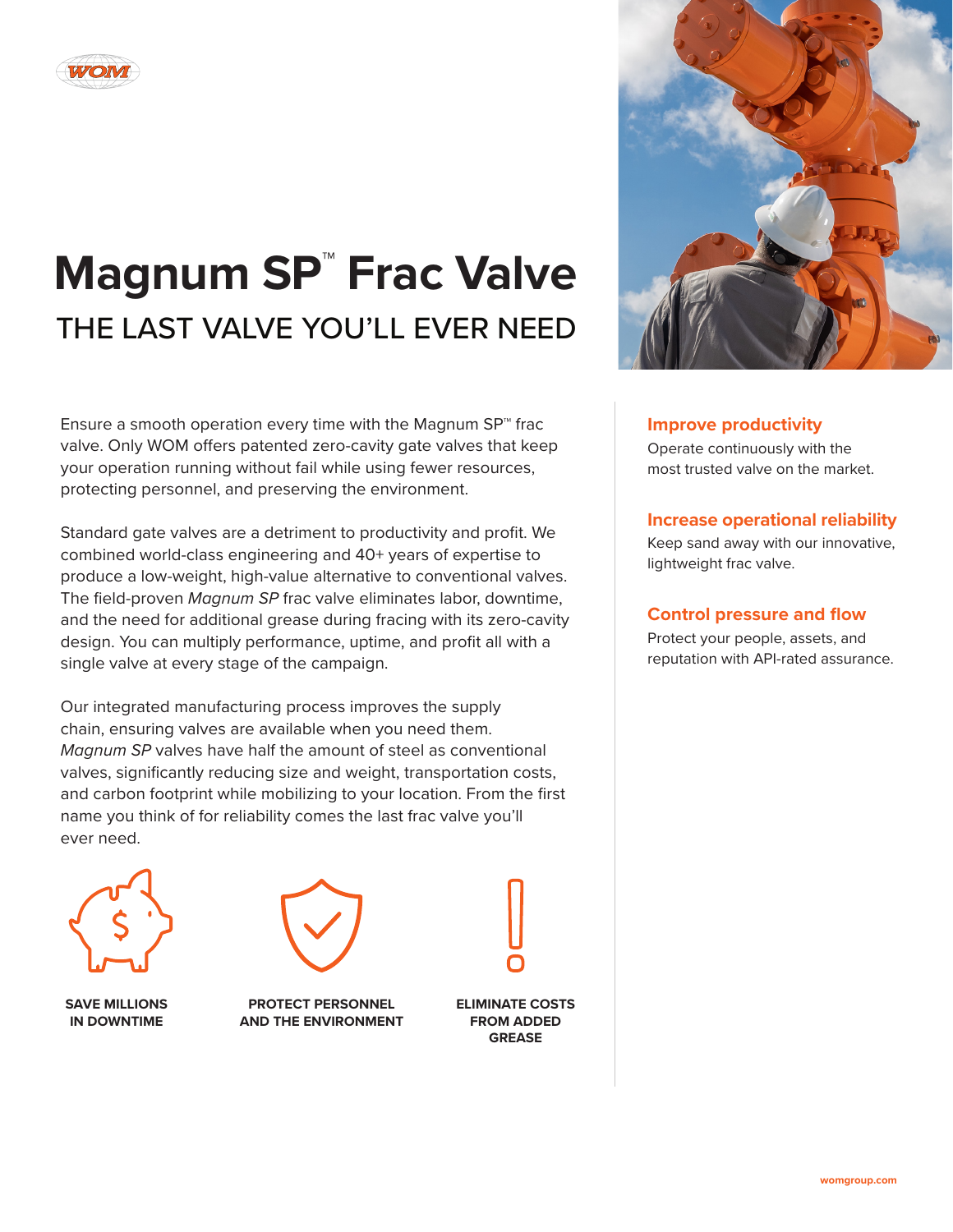# Magnum SP™ Frac Valve

## THE LAST VALVE YOU'LL EVER NEED

Ensure a smooth operation every time with the Magnum SP™ frac valve. Only WOM offers patented zero-cavity gate valves that keep your operation running without fail while using fewer resources, protecting personnel, and preserving the environment.

Standard gate valves are a detriment to productivity and profit. We combined world-class engineering and 40+ years of expertise to produce a low-weight, high-value alternative to conventional valves. The field-proven *Magnum SP* frac valve eliminates labor, downtime, and the need for additional grease during fracing with its zero-cavity design. You can multiply performance, uptime, and profit all with a single valve at every stage of the campaign.

Our integrated manufacturing process improves the supply chain, ensuring valves are available when you need them. *Magnum SP* valves have half the amount of steel as conventional valves, significantly reducing size and weight, transportation costs, and carbon footprint while mobilizing to your location. From the first name you think of for reliability comes the last frac valve you'll ever need.

**SAVE MILLIONS IN DOWNTIME**

**PROTECT PERSONNEL AND THE ENVIRONMENT**

**ELIMINATE COSTS FROM ADDED GREASE**

### Improve productivity

Operate continuously with the most trusted valve on the market.

### Increase operational reliability

Keep sand away with our innovative, lightweight frac valve.

### Control pressure and flow

Protect your people, assets, and reputation with API-rated assurance.

womgroup.com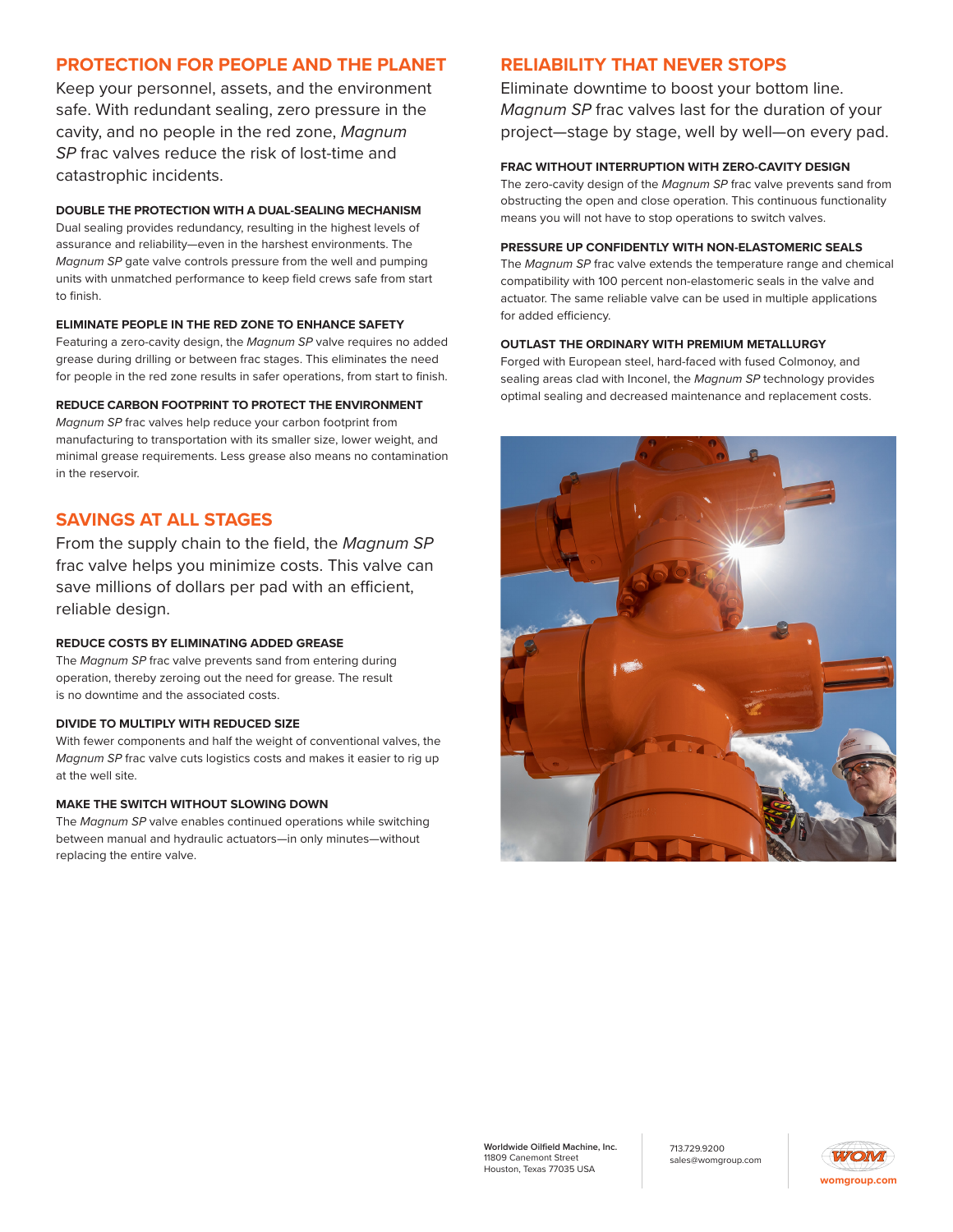## PROTECTION FOR PEOPLE AND THE PLANET

Keep your personnel, assets, and the environment safe. With redundant sealing, zero pressure in the cavity, and no people in the red zone, *Magnum SP* frac valves reduce the risk of lost-time and catastrophic incidents.

### DOUBLE THE PROTECTION WITH A DUAL-SEALING MECHANISM

Dual sealing provides redundancy, resulting in the highest levels of assurance and reliability—even in the harshest environments. The *Magnum SP* gate valve controls pressure from the well and pumping units with unmatched performance to keep field crews safe from start to finish.

### ELIMINATE PEOPLE IN THE RED ZONE TO ENHANCE SAFETY

Featuring a zero-cavity design, the *Magnum SP* valve requires no added grease during drilling or between frac stages. This eliminates the need for people in the red zone results in safer operations, from start to finish.

### REDUCE CARBON FOOTPRINT TO PROTECT THE ENVIRONMENT

*Magnum SP* frac valves help reduce your carbon footprint from manufacturing to transportation with its smaller size, lower weight, and minimal grease requirements. Less grease also means no contamination in the reservoir.

## SAVINGS AT ALL STAGES

From the supply chain to the field, the *Magnum SP* frac valve helps you minimize costs. This valve can save millions of dollars per pad with an efficient, reliable design.

### REDUCE COSTS BY ELIMINATING ADDED GREASE

The *Magnum SP* frac valve prevents sand from entering during operation, thereby zeroing out the need for grease. The result is no downtime and the associated costs.

### DIVIDE TO MULTIPLY WITH REDUCED SIZE

With fewer components and half the weight of conventional valves, the *Magnum SP* frac valve cuts logistics costs and makes it easier to rig up at the well site.

### MAKE THE SWITCH WITHOUT SLOWING DOWN

The *Magnum SP* valve enables continued operations while switching between manual and hydraulic actuators—in only minutes—without replacing the entire valve.

## RELIABILITY THAT NEVER STOPS

Eliminate downtime to boost your bottom line. *Magnum SP* frac valves last for the duration of your project—stage by stage, well by well—on every pad.

### FRAC WITHOUT INTERRUPTION WITH ZERO-CAVITY DESIGN

The zero-cavity design of the *Magnum SP* frac valve prevents sand from obstructing the open and close operation. This continuous functionality means you will not have to stop operations to switch valves.

### PRESSURE UP CONFIDENTLY WITH NON-ELASTOMERIC SEALS

The *Magnum SP* frac valve extends the temperature range and chemical compatibility with 100 percent non-elastomeric seals in the valve and actuator. The same reliable valve can be used in multiple applications for added efficiency.

### OUTLAST THE ORDINARY WITH PREMIUM METALLURGY

Forged with European steel, hard-faced with fused Colmonoy, and sealing areas clad with Inconel, the *Magnum SP* technology provides optimal sealing and decreased maintenance and replacement costs.

**Worldwide Oilfield Machine, Inc.**
11809 Canemont Street
Houston, Texas 77035 USA

713.729.9200
sales@womgroup.com

WOM
womgroup.com